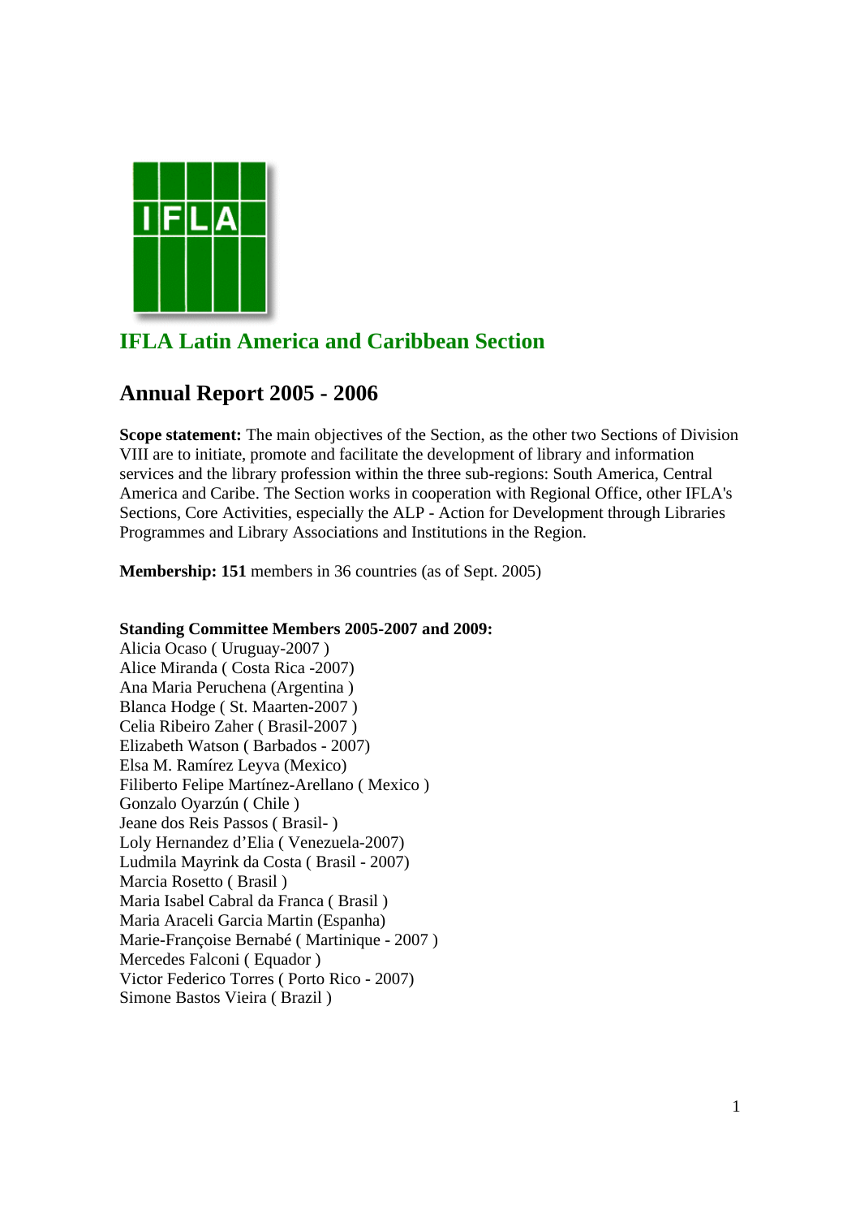# IFLA Latin America and Caribbean Section

## Annual Report 2005 - 2006

**Scope statement:** The main objectives of the Section, as the other two Sections of Division VIII are to initiate, promote and facilitate the development of library and information services and the library profession within the three sub-regions: South America, Central America and Caribe. The Section works in cooperation with Regional Office, other IFLA's Sections, Core Activities, especially the ALP - Action for Development through Libraries Programmes and Library Associations and Institutions in the Region.

**Membership: 151** members in 36 countries (as of Sept. 2005)

**Standing Committee Members 2005-2007 and 2009:**

Alicia Ocaso ( Uruguay-2007 )
Alice Miranda ( Costa Rica -2007)
Ana Maria Peruchena (Argentina )
Blanca Hodge ( St. Maarten-2007 )
Celia Ribeiro Zaher ( Brasil-2007 )
Elizabeth Watson ( Barbados - 2007)
Elsa M. Ramírez Leyva (Mexico)
Filiberto Felipe Martínez-Arellano ( Mexico )
Gonzalo Oyarzún ( Chile )
Jeane dos Reis Passos ( Brasil- )
Loly Hernandez d'Elia ( Venezuela-2007)
Ludmila Mayrink da Costa ( Brasil - 2007)
Marcia Rosetto ( Brasil )
Maria Isabel Cabral da Franca ( Brasil )
Maria Araceli Garcia Martin (Espanha)
Marie-Françoise Bernabé ( Martinique - 2007 )
Mercedes Falconi ( Equador )
Victor Federico Torres ( Porto Rico - 2007)
Simone Bastos Vieira ( Brazil )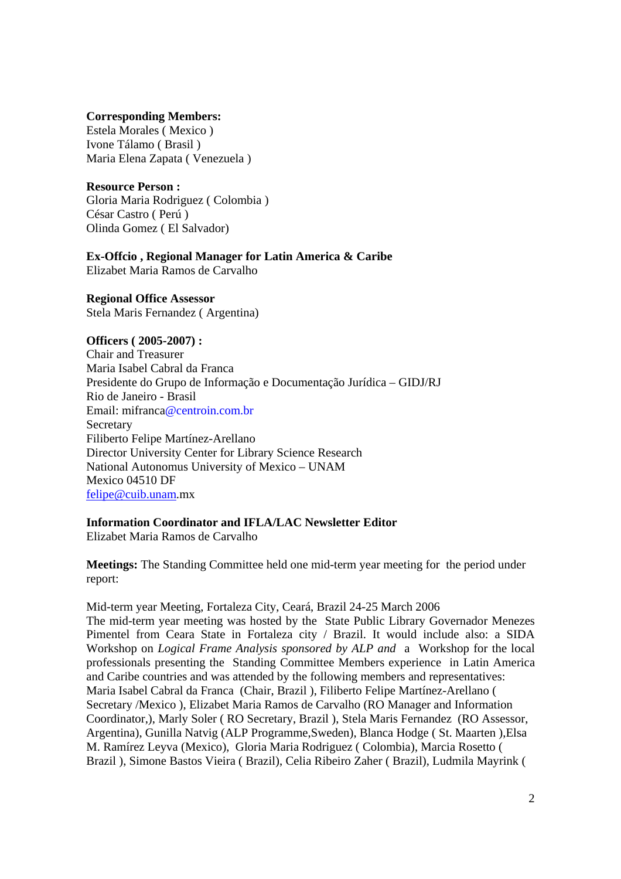**Corresponding Members:**
Estela Morales ( Mexico )
Ivone Tálamo ( Brasil )
Maria Elena Zapata ( Venezuela )

**Resource Person :**
Gloria Maria Rodriguez ( Colombia )
César Castro ( Perú )
Olinda Gomez ( El Salvador)

**Ex-Offcio , Regional Manager for Latin America & Caribe**
Elizabet Maria Ramos de Carvalho

**Regional Office Assessor**
Stela Maris Fernandez ( Argentina)

**Officers ( 2005-2007) :**
Chair and Treasurer
Maria Isabel Cabral da Franca
Presidente do Grupo de Informação e Documentação Jurídica – GIDJ/RJ
Rio de Janeiro - Brasil
Email: mifranca@centroin.com.br
Secretary
Filiberto Felipe Martínez-Arellano
Director University Center for Library Science Research
National Autonomus University of Mexico – UNAM
Mexico 04510 DF
felipe@cuib.unam.mx

**Information Coordinator and IFLA/LAC Newsletter Editor**
Elizabet Maria Ramos de Carvalho

**Meetings:** The Standing Committee held one mid-term year meeting for the period under report:

Mid-term year Meeting, Fortaleza City, Ceará, Brazil 24-25 March 2006
The mid-term year meeting was hosted by the State Public Library Governador Menezes Pimentel from Ceara State in Fortaleza city / Brazil. It would include also: a SIDA Workshop on *Logical Frame Analysis sponsored by ALP and* a Workshop for the local professionals presenting the Standing Committee Members experience in Latin America and Caribe countries and was attended by the following members and representatives: Maria Isabel Cabral da Franca (Chair, Brazil ), Filiberto Felipe Martínez-Arellano ( Secretary /Mexico ), Elizabet Maria Ramos de Carvalho (RO Manager and Information Coordinator,), Marly Soler ( RO Secretary, Brazil ), Stela Maris Fernandez (RO Assessor, Argentina), Gunilla Natvig (ALP Programme,Sweden), Blanca Hodge ( St. Maarten ),Elsa M. Ramírez Leyva (Mexico), Gloria Maria Rodriguez ( Colombia), Marcia Rosetto ( Brazil ), Simone Bastos Vieira ( Brazil), Celia Ribeiro Zaher ( Brazil), Ludmila Mayrink (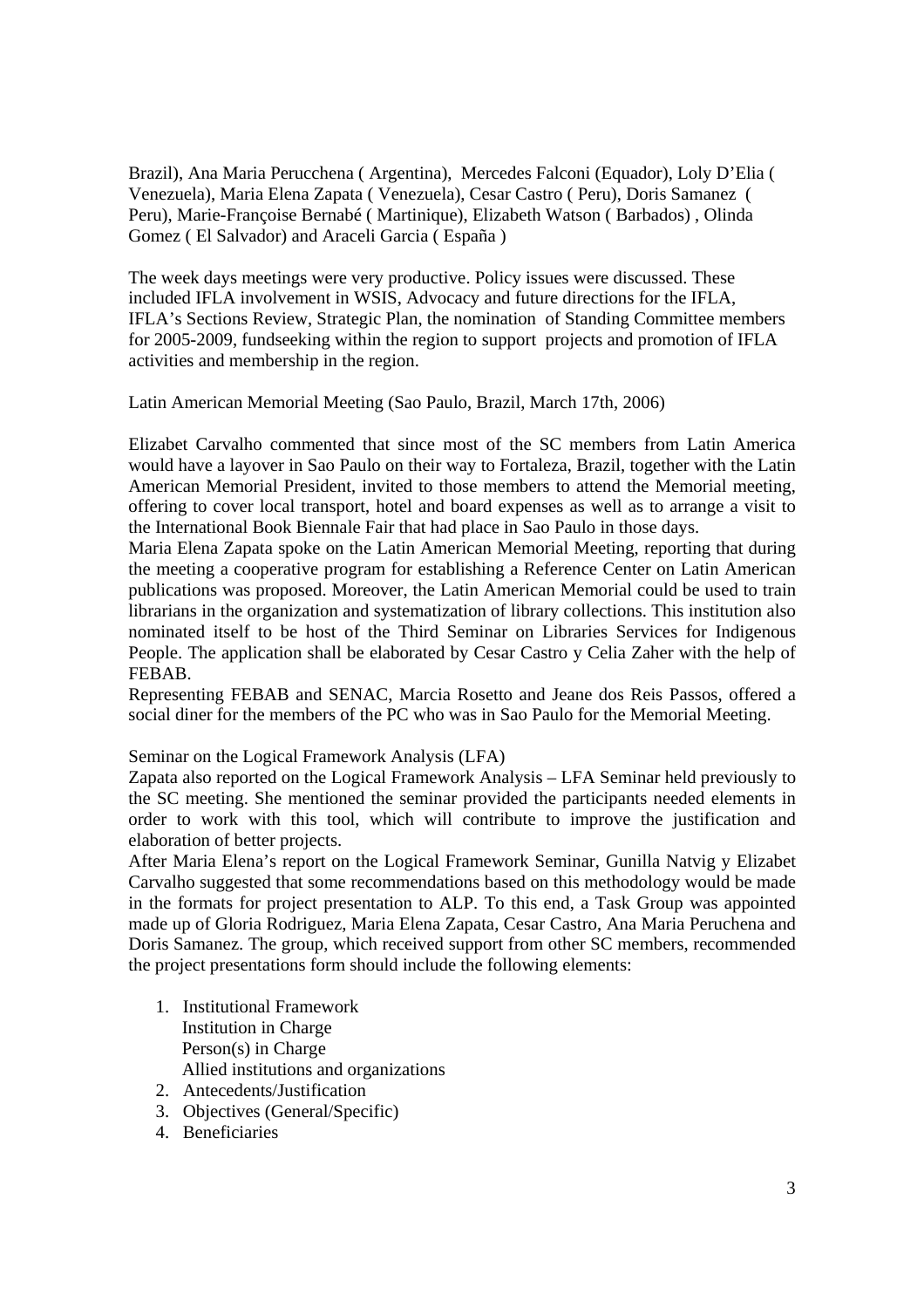Brazil), Ana Maria Perucchena ( Argentina), Mercedes Falconi (Equador), Loly D'Elia ( Venezuela), Maria Elena Zapata ( Venezuela), Cesar Castro ( Peru), Doris Samanez ( Peru), Marie-Françoise Bernabé ( Martinique), Elizabeth Watson ( Barbados) , Olinda Gomez ( El Salvador) and Araceli Garcia ( España )

The week days meetings were very productive. Policy issues were discussed. These included IFLA involvement in WSIS, Advocacy and future directions for the IFLA, IFLA's Sections Review, Strategic Plan, the nomination of Standing Committee members for 2005-2009, fundseeking within the region to support projects and promotion of IFLA activities and membership in the region.

Latin American Memorial Meeting (Sao Paulo, Brazil, March 17th, 2006)

Elizabet Carvalho commented that since most of the SC members from Latin America would have a layover in Sao Paulo on their way to Fortaleza, Brazil, together with the Latin American Memorial President, invited to those members to attend the Memorial meeting, offering to cover local transport, hotel and board expenses as well as to arrange a visit to the International Book Biennale Fair that had place in Sao Paulo in those days.
Maria Elena Zapata spoke on the Latin American Memorial Meeting, reporting that during the meeting a cooperative program for establishing a Reference Center on Latin American publications was proposed. Moreover, the Latin American Memorial could be used to train librarians in the organization and systematization of library collections. This institution also nominated itself to be host of the Third Seminar on Libraries Services for Indigenous People. The application shall be elaborated by Cesar Castro y Celia Zaher with the help of FEBAB.
Representing FEBAB and SENAC, Marcia Rosetto and Jeane dos Reis Passos, offered a social diner for the members of the PC who was in Sao Paulo for the Memorial Meeting.

Seminar on the Logical Framework Analysis (LFA)
Zapata also reported on the Logical Framework Analysis – LFA Seminar held previously to the SC meeting. She mentioned the seminar provided the participants needed elements in order to work with this tool, which will contribute to improve the justification and elaboration of better projects.
After Maria Elena's report on the Logical Framework Seminar, Gunilla Natvig y Elizabet Carvalho suggested that some recommendations based on this methodology would be made in the formats for project presentation to ALP. To this end, a Task Group was appointed made up of Gloria Rodriguez, Maria Elena Zapata, Cesar Castro, Ana Maria Peruchena and Doris Samanez. The group, which received support from other SC members, recommended the project presentations form should include the following elements:

1. Institutional Framework
   Institution in Charge
   Person(s) in Charge
   Allied institutions and organizations
2. Antecedents/Justification
3. Objectives (General/Specific)
4. Beneficiaries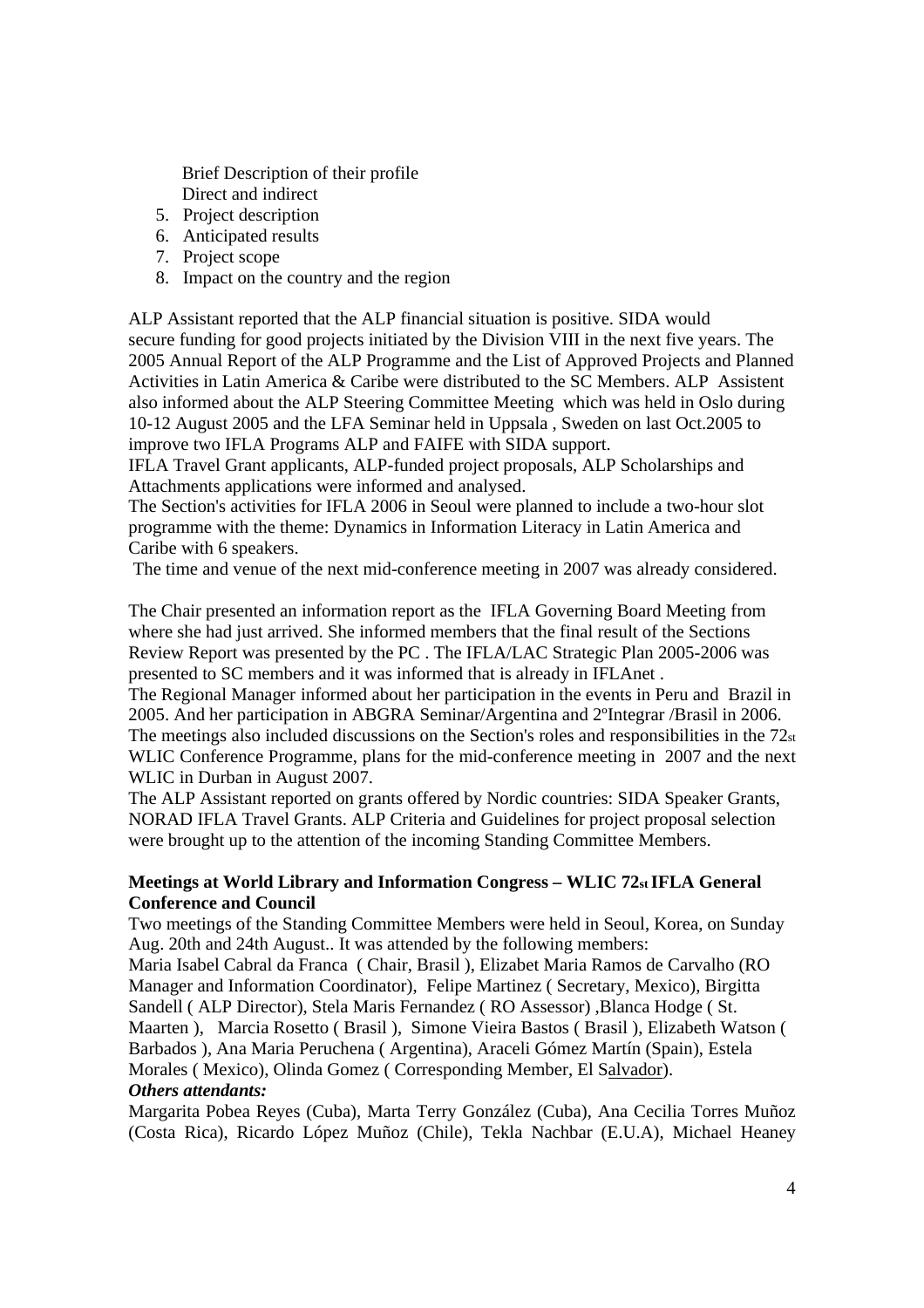Brief Description of their profile
   Direct and indirect

5. Project description
6. Anticipated results
7. Project scope
8. Impact on the country and the region

ALP Assistant reported that the ALP financial situation is positive. SIDA would secure funding for good projects initiated by the Division VIII in the next five years. The 2005 Annual Report of the ALP Programme and the List of Approved Projects and Planned Activities in Latin America & Caribe were distributed to the SC Members. ALP Assistent also informed about the ALP Steering Committee Meeting which was held in Oslo during 10-12 August 2005 and the LFA Seminar held in Uppsala , Sweden on last Oct.2005 to improve two IFLA Programs ALP and FAIFE with SIDA support.
IFLA Travel Grant applicants, ALP-funded project proposals, ALP Scholarships and Attachments applications were informed and analysed.
The Section's activities for IFLA 2006 in Seoul were planned to include a two-hour slot programme with the theme: Dynamics in Information Literacy in Latin America and Caribe with 6 speakers.
The time and venue of the next mid-conference meeting in 2007 was already considered.

The Chair presented an information report as the IFLA Governing Board Meeting from where she had just arrived. She informed members that the final result of the Sections Review Report was presented by the PC . The IFLA/LAC Strategic Plan 2005-2006 was presented to SC members and it was informed that is already in IFLAnet .
The Regional Manager informed about her participation in the events in Peru and Brazil in 2005. And her participation in ABGRA Seminar/Argentina and 2ºIntegrar /Brasil in 2006.
The meetings also included discussions on the Section's roles and responsibilities in the 72st WLIC Conference Programme, plans for the mid-conference meeting in 2007 and the next WLIC in Durban in August 2007.
The ALP Assistant reported on grants offered by Nordic countries: SIDA Speaker Grants, NORAD IFLA Travel Grants. ALP Criteria and Guidelines for project proposal selection were brought up to the attention of the incoming Standing Committee Members.

**Meetings at World Library and Information Congress – WLIC 72st IFLA General Conference and Council**

Two meetings of the Standing Committee Members were held in Seoul, Korea, on Sunday Aug. 20th and 24th August.. It was attended by the following members:
Maria Isabel Cabral da Franca ( Chair, Brasil ), Elizabet Maria Ramos de Carvalho (RO Manager and Information Coordinator), Felipe Martinez ( Secretary, Mexico), Birgitta Sandell ( ALP Director), Stela Maris Fernandez ( RO Assessor) ,Blanca Hodge ( St. Maarten ), Marcia Rosetto ( Brasil ), Simone Vieira Bastos ( Brasil ), Elizabeth Watson ( Barbados ), Ana Maria Peruchena ( Argentina), Araceli Gómez Martín (Spain), Estela Morales ( Mexico), Olinda Gomez ( Corresponding Member, El Salvador).

***Others attendants:***

Margarita Pobea Reyes (Cuba), Marta Terry González (Cuba), Ana Cecilia Torres Muñoz (Costa Rica), Ricardo López Muñoz (Chile), Tekla Nachbar (E.U.A), Michael Heaney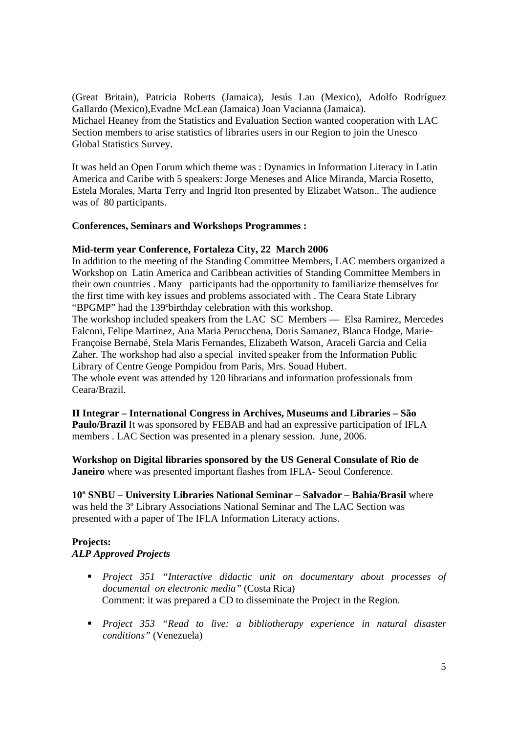(Great Britain), Patricia Roberts (Jamaica), Jesús Lau (Mexico), Adolfo Rodríguez Gallardo (Mexico),Evadne McLean (Jamaica) Joan Vacianna (Jamaica).
Michael Heaney from the Statistics and Evaluation Section wanted cooperation with LAC Section members to arise statistics of libraries users in our Region to join the Unesco Global Statistics Survey.

It was held an Open Forum which theme was : Dynamics in Information Literacy in Latin America and Caribe with 5 speakers: Jorge Meneses and Alice Miranda, Marcia Rosetto, Estela Morales, Marta Terry and Ingrid Iton presented by Elizabet Watson.. The audience was of 80 participants.

**Conferences, Seminars and Workshops Programmes :**

**Mid-term year Conference, Fortaleza City, 22 March 2006**
In addition to the meeting of the Standing Committee Members, LAC members organized a Workshop on Latin America and Caribbean activities of Standing Committee Members in their own countries . Many participants had the opportunity to familiarize themselves for the first time with key issues and problems associated with . The Ceara State Library "BPGMP" had the 139ºbirthday celebration with this workshop.
The workshop included speakers from the LAC SC Members — Elsa Ramirez, Mercedes Falconi, Felipe Martinez, Ana Maria Perucchena, Doris Samanez, Blanca Hodge, Marie-Françoise Bernabé, Stela Maris Fernandes, Elizabeth Watson, Araceli Garcia and Celia Zaher. The workshop had also a special invited speaker from the Information Public Library of Centre Geoge Pompidou from Paris, Mrs. Souad Hubert.
The whole event was attended by 120 librarians and information professionals from Ceara/Brazil.

**II Integrar – International Congress in Archives, Museums and Libraries – São Paulo/Brazil** It was sponsored by FEBAB and had an expressive participation of IFLA members . LAC Section was presented in a plenary session. June, 2006.

**Workshop on Digital libraries sponsored by the US General Consulate of Rio de Janeiro** where was presented important flashes from IFLA- Seoul Conference.

**10º SNBU – University Libraries National Seminar – Salvador – Bahia/Brasil** where was held the 3º Library Associations National Seminar and The LAC Section was presented with a paper of The IFLA Information Literacy actions.

**Projects:**
***ALP Approved Projects***

- *Project 351 "Interactive didactic unit on documentary about processes of documental on electronic media"* (Costa Rica)
  Comment: it was prepared a CD to disseminate the Project in the Region.

- *Project 353 "Read to live: a bibliotherapy experience in natural disaster conditions"* (Venezuela)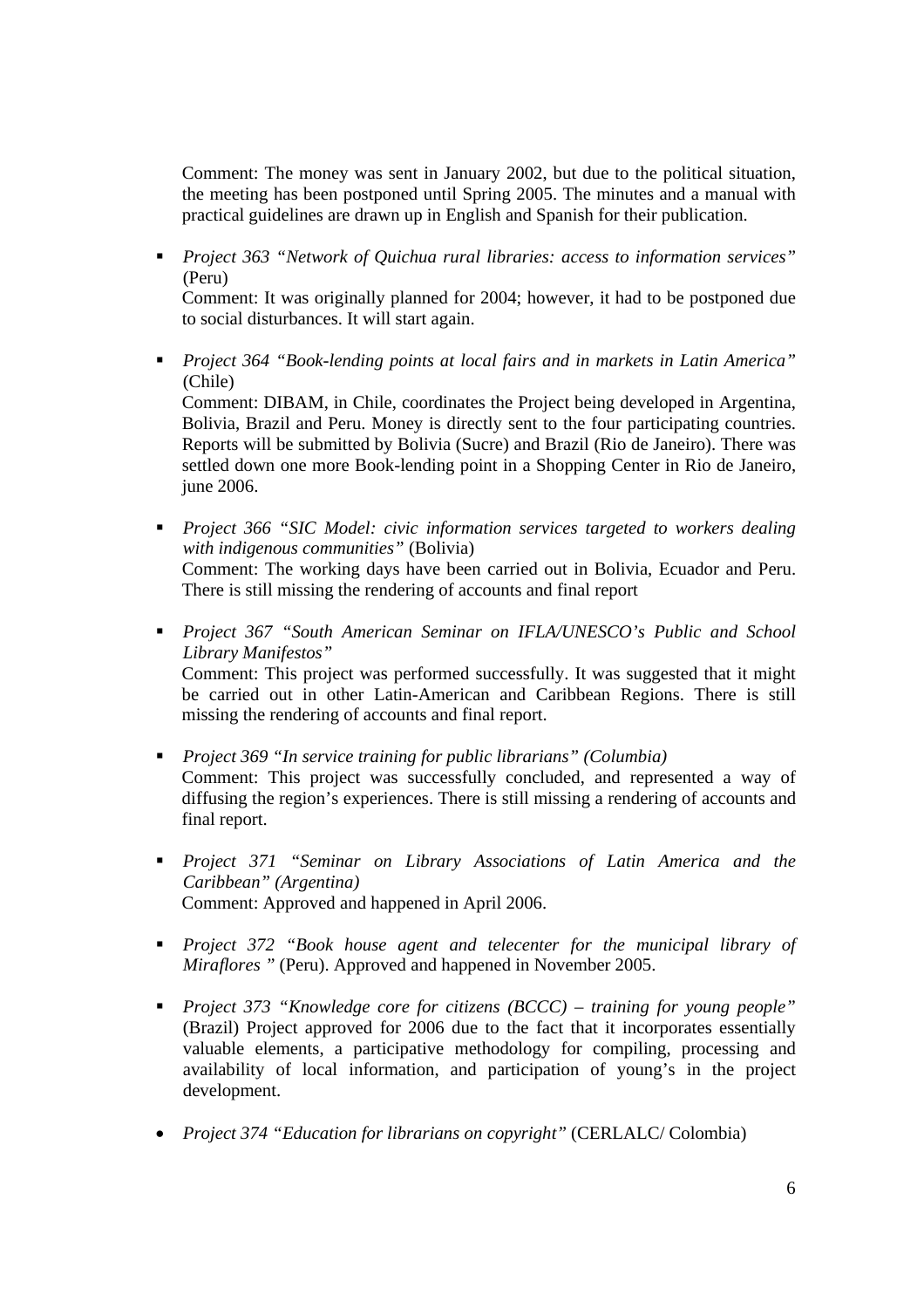Comment: The money was sent in January 2002, but due to the political situation, the meeting has been postponed until Spring 2005. The minutes and a manual with practical guidelines are drawn up in English and Spanish for their publication.

- *Project 363 "Network of Quichua rural libraries: access to information services"* (Peru)
  Comment: It was originally planned for 2004; however, it had to be postponed due to social disturbances. It will start again.

- *Project 364 "Book-lending points at local fairs and in markets in Latin America"* (Chile)
  Comment: DIBAM, in Chile, coordinates the Project being developed in Argentina, Bolivia, Brazil and Peru. Money is directly sent to the four participating countries. Reports will be submitted by Bolivia (Sucre) and Brazil (Rio de Janeiro). There was settled down one more Book-lending point in a Shopping Center in Rio de Janeiro, june 2006.

- *Project 366 "SIC Model: civic information services targeted to workers dealing with indigenous communities"* (Bolivia)
  Comment: The working days have been carried out in Bolivia, Ecuador and Peru. There is still missing the rendering of accounts and final report

- *Project 367 "South American Seminar on IFLA/UNESCO's Public and School Library Manifestos"*
  Comment: This project was performed successfully. It was suggested that it might be carried out in other Latin-American and Caribbean Regions. There is still missing the rendering of accounts and final report.

- *Project 369 "In service training for public librarians" (Columbia)*
  Comment: This project was successfully concluded, and represented a way of diffusing the region's experiences. There is still missing a rendering of accounts and final report.

- *Project 371 "Seminar on Library Associations of Latin America and the Caribbean" (Argentina)*
  Comment: Approved and happened in April 2006.

- *Project 372 "Book house agent and telecenter for the municipal library of Miraflores "* (Peru). Approved and happened in November 2005.

- *Project 373 "Knowledge core for citizens (BCCC) – training for young people"* (Brazil) Project approved for 2006 due to the fact that it incorporates essentially valuable elements, a participative methodology for compiling, processing and availability of local information, and participation of young's in the project development.

- *Project 374 "Education for librarians on copyright"* (CERLALC/ Colombia)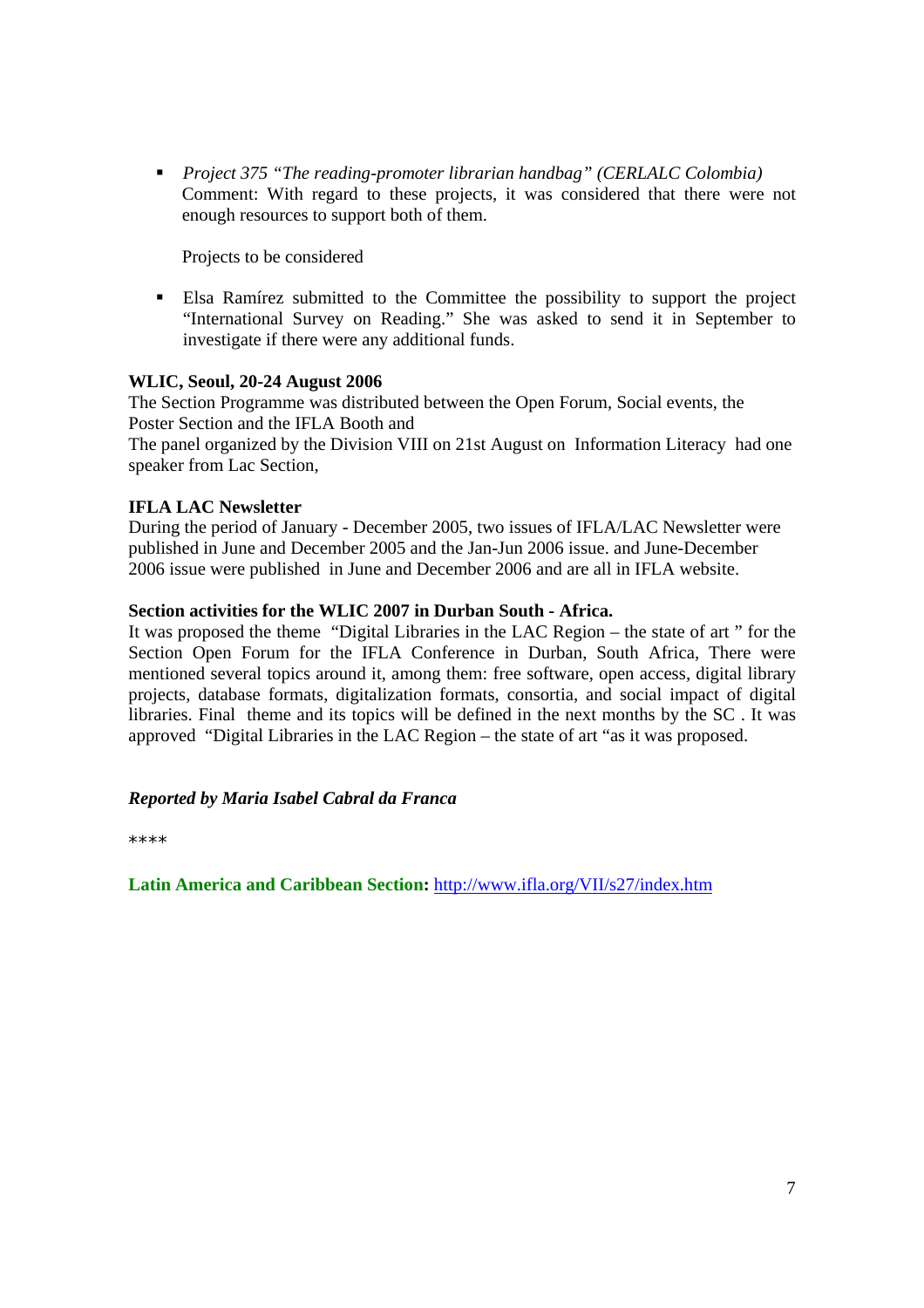- *Project 375 "The reading-promoter librarian handbag" (CERLALC Colombia)*
  Comment: With regard to these projects, it was considered that there were not enough resources to support both of them.

  Projects to be considered

- Elsa Ramírez submitted to the Committee the possibility to support the project "International Survey on Reading." She was asked to send it in September to investigate if there were any additional funds.

**WLIC, Seoul, 20-24 August 2006**

The Section Programme was distributed between the Open Forum, Social events, the Poster Section and the IFLA Booth and

The panel organized by the Division VIII on 21st August on Information Literacy had one speaker from Lac Section,

**IFLA LAC Newsletter**

During the period of January - December 2005, two issues of IFLA/LAC Newsletter were published in June and December 2005 and the Jan-Jun 2006 issue. and June-December 2006 issue were published in June and December 2006 and are all in IFLA website.

**Section activities for the WLIC 2007 in Durban South - Africa.**

It was proposed the theme "Digital Libraries in the LAC Region – the state of art " for the Section Open Forum for the IFLA Conference in Durban, South Africa, There were mentioned several topics around it, among them: free software, open access, digital library projects, database formats, digitalization formats, consortia, and social impact of digital libraries. Final theme and its topics will be defined in the next months by the SC . It was approved "Digital Libraries in the LAC Region – the state of art "as it was proposed.

***Reported by Maria Isabel Cabral da Franca***

****

**Latin America and Caribbean Section:** http://www.ifla.org/VII/s27/index.htm